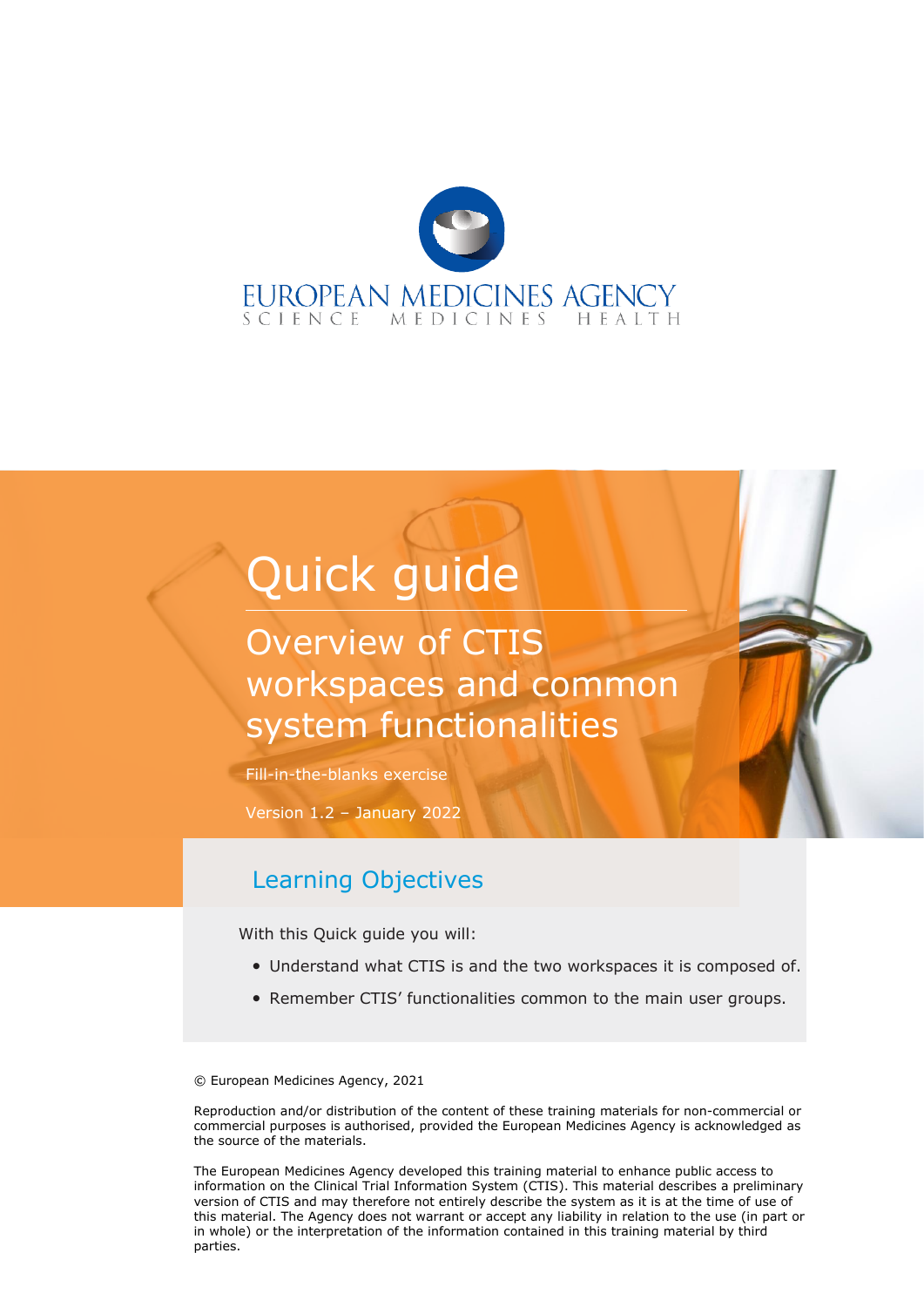EUROPEAN MEDICINES AGENCY
SCIENCE MEDICINES HEALTH

# Quick guide

## Overview of CTIS workspaces and common system functionalities

Fill-in-the-blanks exercise

Version 1.2 – January 2022

### Learning Objectives

With this Quick guide you will:

- Understand what CTIS is and the two workspaces it is composed of.
- Remember CTIS' functionalities common to the main user groups.

© European Medicines Agency, 2021

Reproduction and/or distribution of the content of these training materials for non-commercial or commercial purposes is authorised, provided the European Medicines Agency is acknowledged as the source of the materials.

The European Medicines Agency developed this training material to enhance public access to information on the Clinical Trial Information System (CTIS). This material describes a preliminary version of CTIS and may therefore not entirely describe the system as it is at the time of use of this material. The Agency does not warrant or accept any liability in relation to the use (in part or in whole) or the interpretation of the information contained in this training material by third parties.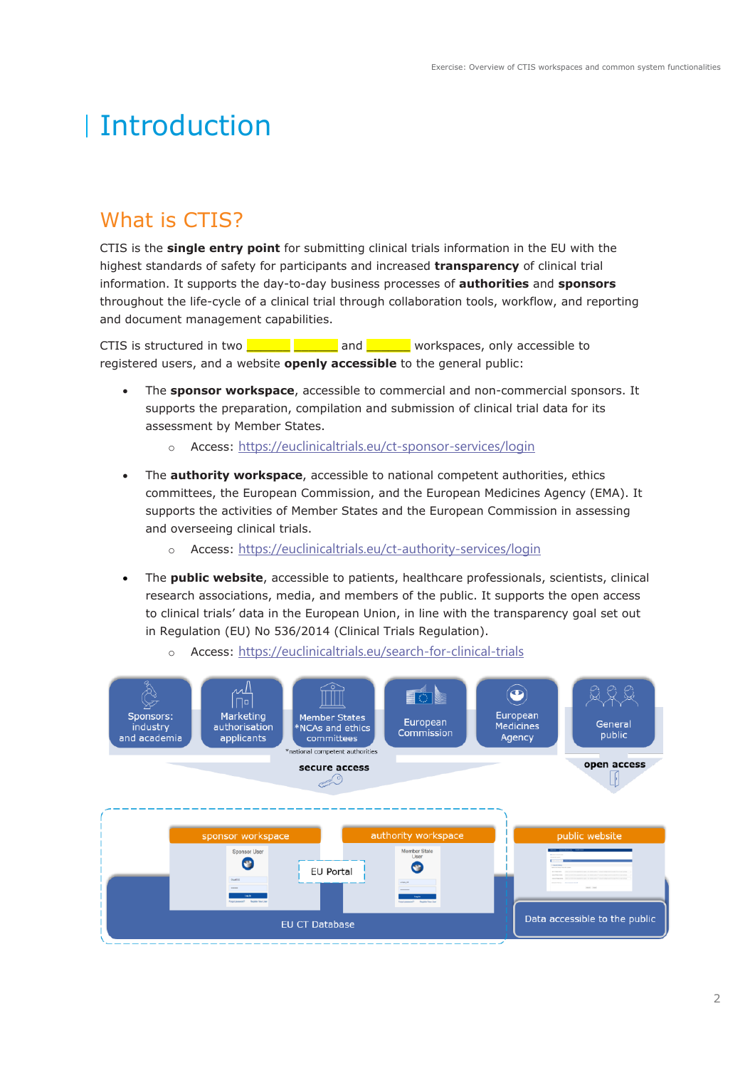# Introduction

## What is CTIS?

CTIS is the **single entry point** for submitting clinical trials information in the EU with the highest standards of safety for participants and increased **transparency** of clinical trial information. It supports the day-to-day business processes of **authorities** and **sponsors** throughout the life-cycle of a clinical trial through collaboration tools, workflow, and reporting and document management capabilities.

CTIS is structured in two ________ ________ and ________ workspaces, only accessible to registered users, and a website **openly accessible** to the general public:

- The **sponsor workspace**, accessible to commercial and non-commercial sponsors. It supports the preparation, compilation and submission of clinical trial data for its assessment by Member States.
  - Access: [https://euclinicaltrials.eu/ct-sponsor-services/login](https://euclinicaltrials.eu/ct-sponsor-services/login)
- The **authority workspace**, accessible to national competent authorities, ethics committees, the European Commission, and the European Medicines Agency (EMA). It supports the activities of Member States and the European Commission in assessing and overseeing clinical trials.
  - Access: [https://euclinicaltrials.eu/ct-authority-services/login](https://euclinicaltrials.eu/ct-authority-services/login)
- The **public website**, accessible to patients, healthcare professionals, scientists, clinical research associations, media, and members of the public. It supports the open access to clinical trials' data in the European Union, in line with the transparency goal set out in Regulation (EU) No 536/2014 (Clinical Trials Regulation).
  - Access: [https://euclinicaltrials.eu/search-for-clinical-trials](https://euclinicaltrials.eu/search-for-clinical-trials)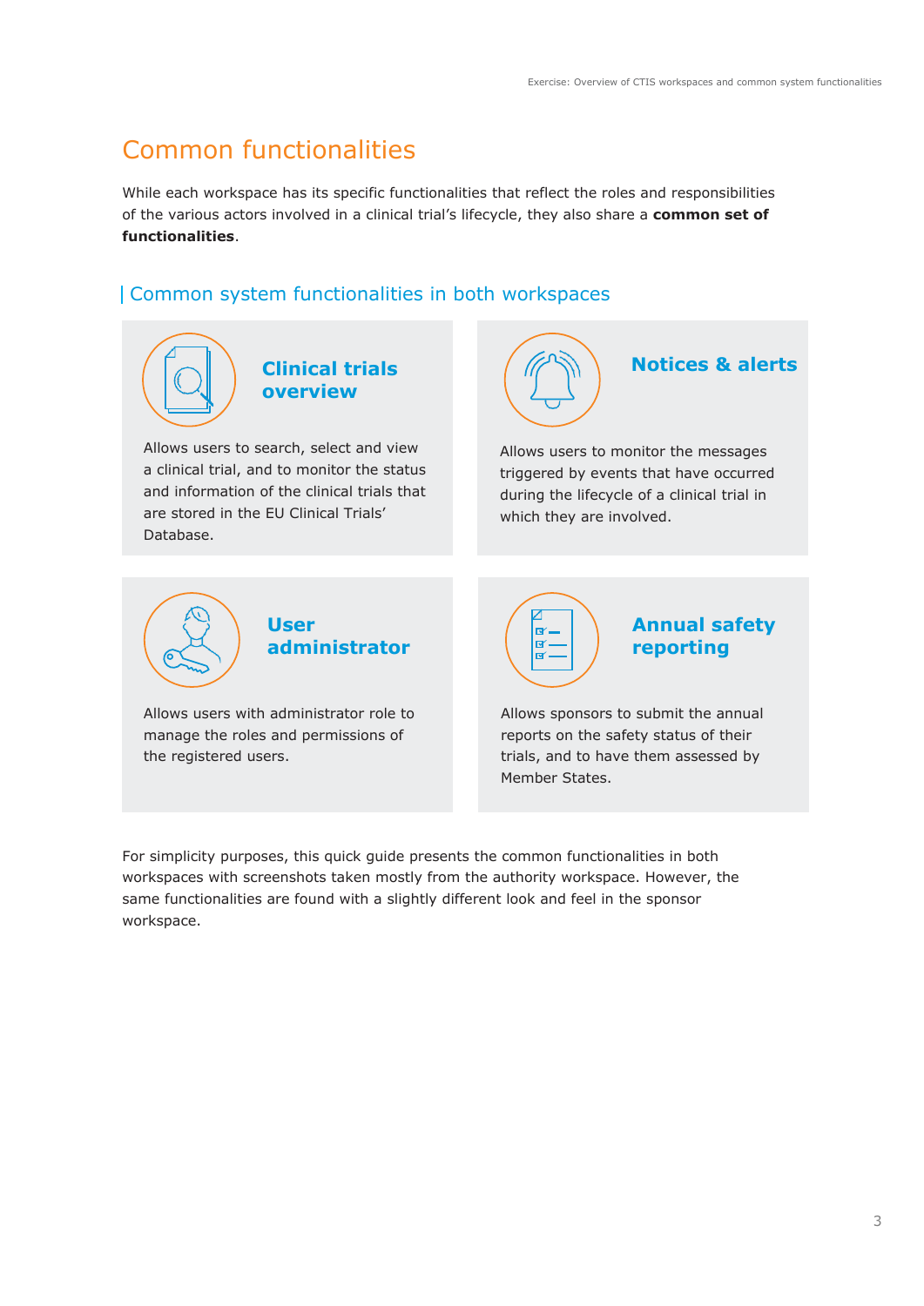# Common functionalities

While each workspace has its specific functionalities that reflect the roles and responsibilities of the various actors involved in a clinical trial's lifecycle, they also share a **common set of functionalities**.

## Common system functionalities in both workspaces

### Clinical trials overview

Allows users to search, select and view a clinical trial, and to monitor the status and information of the clinical trials that are stored in the EU Clinical Trials' Database.

### Notices & alerts

Allows users to monitor the messages triggered by events that have occurred during the lifecycle of a clinical trial in which they are involved.

### User administrator

Allows users with administrator role to manage the roles and permissions of the registered users.

### Annual safety reporting

Allows sponsors to submit the annual reports on the safety status of their trials, and to have them assessed by Member States.

For simplicity purposes, this quick guide presents the common functionalities in both workspaces with screenshots taken mostly from the authority workspace. However, the same functionalities are found with a slightly different look and feel in the sponsor workspace.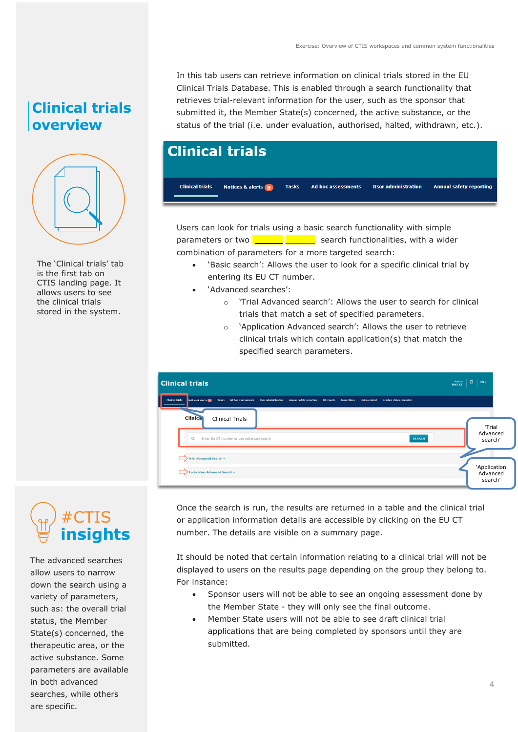## Clinical trials overview

The 'Clinical trials' tab is the first tab on CTIS landing page. It allows users to see the clinical trials stored in the system.

In this tab users can retrieve information on clinical trials stored in the EU Clinical Trials Database. This is enabled through a search functionality that retrieves trial-relevant information for the user, such as the sponsor that submitted it, the Member State(s) concerned, the active substance, or the status of the trial (i.e. under evaluation, authorised, halted, withdrawn, etc.).

Users can look for trials using a basic search functionality with simple parameters or two _______ _______ search functionalities, with a wider combination of parameters for a more targeted search:

- 'Basic search': Allows the user to look for a specific clinical trial by entering its EU CT number.
- 'Advanced searches':
  - 'Trial Advanced search': Allows the user to search for clinical trials that match a set of specified parameters.
  - 'Application Advanced search': Allows the user to retrieve clinical trials which contain application(s) that match the specified search parameters.

Once the search is run, the results are returned in a table and the clinical trial or application information details are accessible by clicking on the EU CT number. The details are visible on a summary page.

It should be noted that certain information relating to a clinical trial will not be displayed to users on the results page depending on the group they belong to. For instance:

- Sponsor users will not be able to see an ongoing assessment done by the Member State - they will only see the final outcome.
- Member State users will not be able to see draft clinical trial applications that are being completed by sponsors until they are submitted.

### #CTIS insights

The advanced searches allow users to narrow down the search using a variety of parameters, such as: the overall trial status, the Member State(s) concerned, the therapeutic area, or the active substance. Some parameters are available in both advanced searches, while others are specific.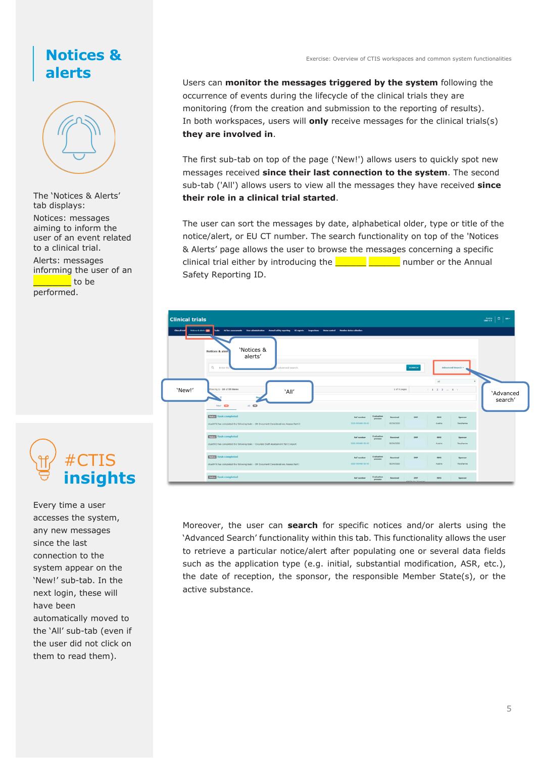## Notices & alerts

The 'Notices & Alerts' tab displays:

Notices: messages aiming to inform the user of an event related to a clinical trial.

Alerts: messages informing the user of an ________ to be performed.

Users can **monitor the messages triggered by the system** following the occurrence of events during the lifecycle of the clinical trials they are monitoring (from the creation and submission to the reporting of results). In both workspaces, users will **only** receive messages for the clinical trials(s) **they are involved in**.

The first sub-tab on top of the page ('New!') allows users to quickly spot new messages received **since their last connection to the system**. The second sub-tab ('All') allows users to view all the messages they have received **since their role in a clinical trial started**.

The user can sort the messages by date, alphabetical older, type or title of the notice/alert, or EU CT number. The search functionality on top of the 'Notices & Alerts' page allows the user to browse the messages concerning a specific clinical trial either by introducing the ________ ________ number or the Annual Safety Reporting ID.

Moreover, the user can **search** for specific notices and/or alerts using the 'Advanced Search' functionality within this tab. This functionality allows the user to retrieve a particular notice/alert after populating one or several data fields such as the application type (e.g. initial, substantial modification, ASR, etc.), the date of reception, the sponsor, the responsible Member State(s), or the active substance.

## #CTIS insights

Every time a user accesses the system, any new messages since the last connection to the system appear on the 'New!' sub-tab. In the next login, these will have been automatically moved to the 'All' sub-tab (even if the user did not click on them to read them).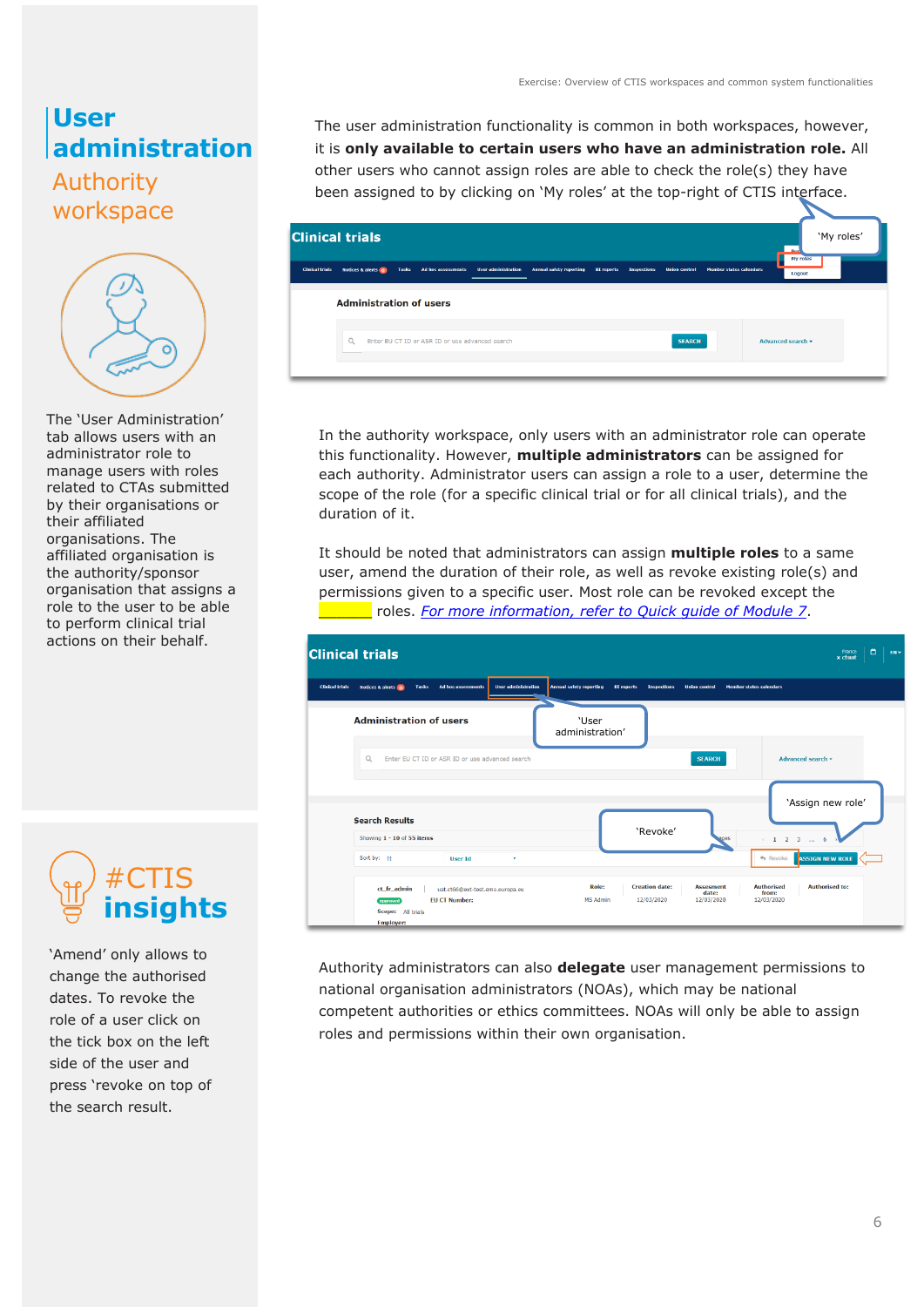# User administration

## Authority workspace

The 'User Administration' tab allows users with an administrator role to manage users with roles related to CTAs submitted by their organisations or their affiliated organisations. The affiliated organisation is the authority/sponsor organisation that assigns a role to the user to be able to perform clinical trial actions on their behalf.

The user administration functionality is common in both workspaces, however, it is **only available to certain users who have an administration role.** All other users who cannot assign roles are able to check the role(s) they have been assigned to by clicking on 'My roles' at the top-right of CTIS interface.

In the authority workspace, only users with an administrator role can operate this functionality. However, **multiple administrators** can be assigned for each authority. Administrator users can assign a role to a user, determine the scope of the role (for a specific clinical trial or for all clinical trials), and the duration of it.

It should be noted that administrators can assign **multiple roles** to a same user, amend the duration of their role, as well as revoke existing role(s) and permissions given to a specific user. Most role can be revoked except the _______ roles. *For more information, refer to Quick guide of Module 7*.

Authority administrators can also **delegate** user management permissions to national organisation administrators (NOAs), which may be national competent authorities or ethics committees. NOAs will only be able to assign roles and permissions within their own organisation.

## #CTIS insights

'Amend' only allows to change the authorised dates. To revoke the role of a user click on the tick box on the left side of the user and press 'revoke on top of the search result.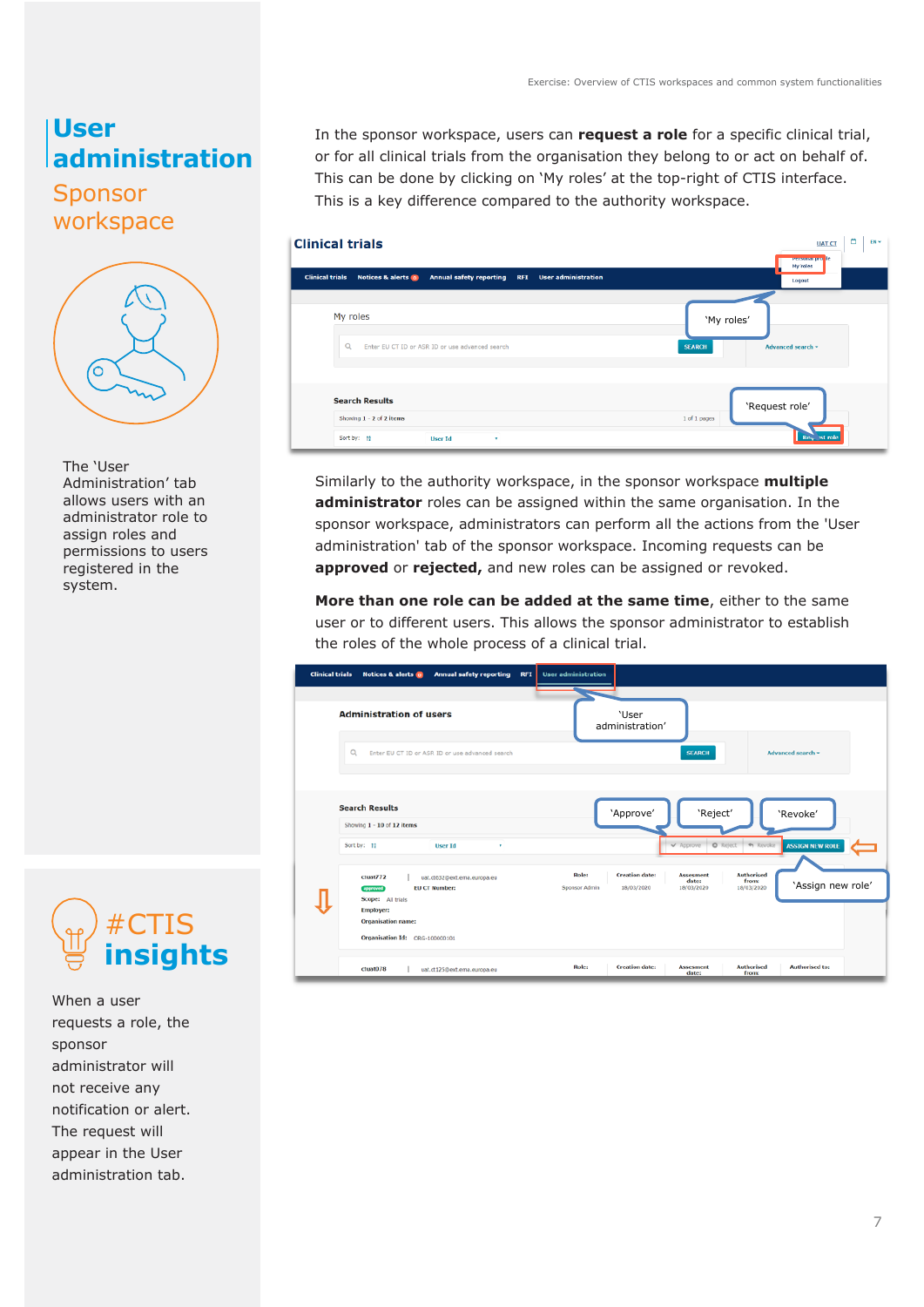# User administration

## Sponsor workspace

The 'User Administration' tab allows users with an administrator role to assign roles and permissions to users registered in the system.

In the sponsor workspace, users can **request a role** for a specific clinical trial, or for all clinical trials from the organisation they belong to or act on behalf of. This can be done by clicking on 'My roles' at the top-right of CTIS interface. This is a key difference compared to the authority workspace.

Similarly to the authority workspace, in the sponsor workspace **multiple administrator** roles can be assigned within the same organisation. In the sponsor workspace, administrators can perform all the actions from the 'User administration' tab of the sponsor workspace. Incoming requests can be **approved** or **rejected,** and new roles can be assigned or revoked.

**More than one role can be added at the same time**, either to the same user or to different users. This allows the sponsor administrator to establish the roles of the whole process of a clinical trial.

## #CTIS insights

When a user requests a role, the sponsor administrator will not receive any notification or alert. The request will appear in the User administration tab.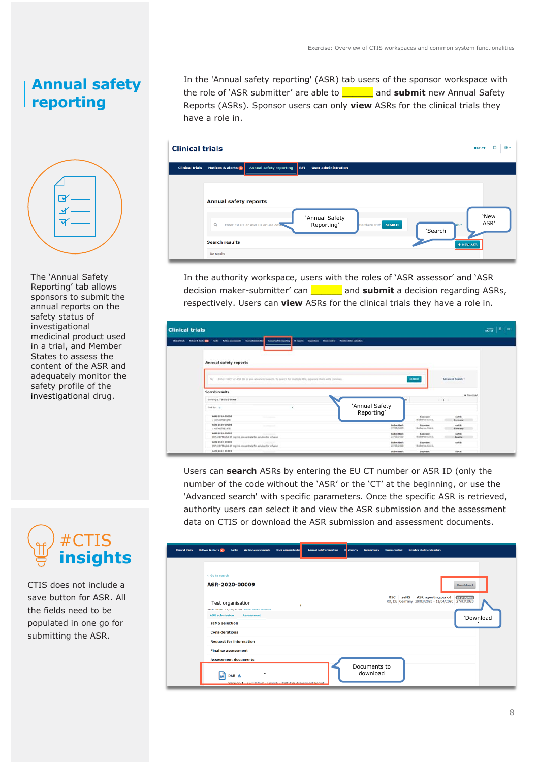# Annual safety reporting

The 'Annual Safety Reporting' tab allows sponsors to submit the annual reports on the safety status of investigational medicinal product used in a trial, and Member States to assess the content of the ASR and adequately monitor the safety profile of the investigational drug.

In the 'Annual safety reporting' (ASR) tab users of the sponsor workspace with the role of 'ASR submitter' are able to ________ and **submit** new Annual Safety Reports (ASRs). Sponsor users can only **view** ASRs for the clinical trials they have a role in.

In the authority workspace, users with the roles of 'ASR assessor' and 'ASR decision maker-submitter' can ________ and **submit** a decision regarding ASRs, respectively. Users can **view** ASRs for the clinical trials they have a role in.

Users can **search** ASRs by entering the EU CT number or ASR ID (only the number of the code without the 'ASR' or the 'CT' at the beginning, or use the 'Advanced search' with specific parameters. Once the specific ASR is retrieved, authority users can select it and view the ASR submission and the assessment data on CTIS or download the ASR submission and assessment documents.

## #CTIS insights

CTIS does not include a save button for ASR. All the fields need to be populated in one go for submitting the ASR.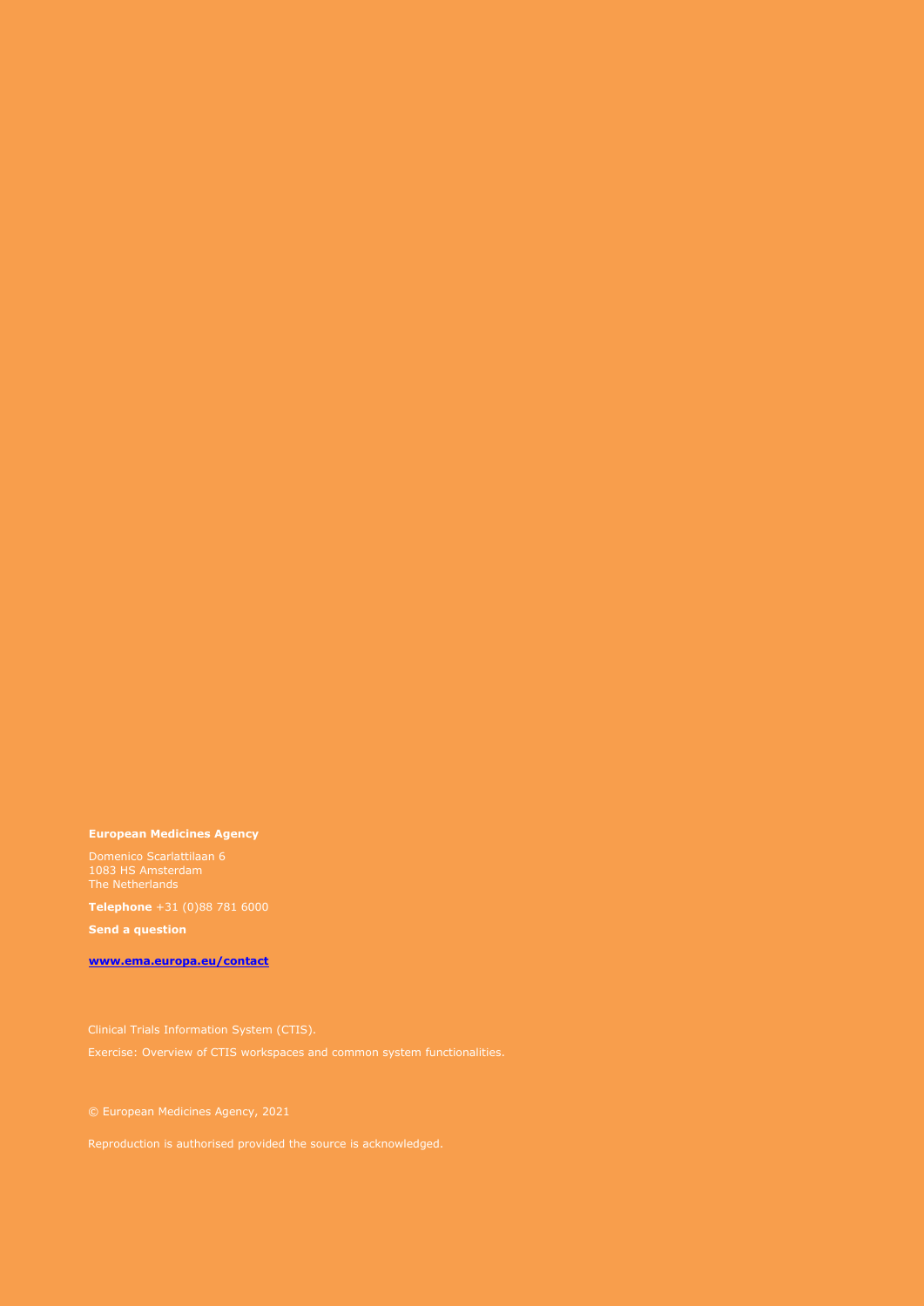**European Medicines Agency**

Domenico Scarlattilaan 6
1083 HS Amsterdam
The Netherlands

**Telephone** +31 (0)88 781 6000

**Send a question**

**[www.ema.europa.eu/contact](http://www.ema.europa.eu/contact)**

Clinical Trials Information System (CTIS).

Exercise: Overview of CTIS workspaces and common system functionalities.

© European Medicines Agency, 2021

Reproduction is authorised provided the source is acknowledged.